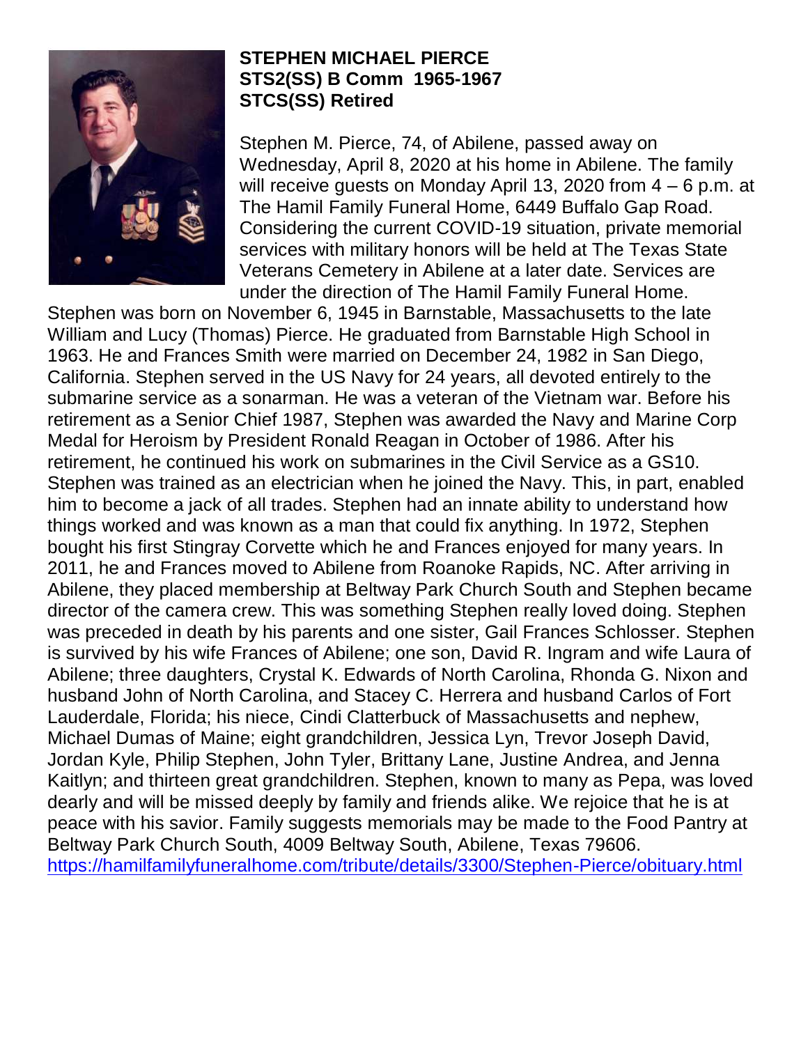**STEPHEN MICHAEL PIERCE**
**STS2(SS) B Comm 1965-1967**
**STCS(SS) Retired**

Stephen M. Pierce, 74, of Abilene, passed away on Wednesday, April 8, 2020 at his home in Abilene. The family will receive guests on Monday April 13, 2020 from 4 – 6 p.m. at The Hamil Family Funeral Home, 6449 Buffalo Gap Road. Considering the current COVID-19 situation, private memorial services with military honors will be held at The Texas State Veterans Cemetery in Abilene at a later date. Services are under the direction of The Hamil Family Funeral Home. Stephen was born on November 6, 1945 in Barnstable, Massachusetts to the late William and Lucy (Thomas) Pierce. He graduated from Barnstable High School in 1963. He and Frances Smith were married on December 24, 1982 in San Diego, California. Stephen served in the US Navy for 24 years, all devoted entirely to the submarine service as a sonarman. He was a veteran of the Vietnam war. Before his retirement as a Senior Chief 1987, Stephen was awarded the Navy and Marine Corp Medal for Heroism by President Ronald Reagan in October of 1986. After his retirement, he continued his work on submarines in the Civil Service as a GS10. Stephen was trained as an electrician when he joined the Navy. This, in part, enabled him to become a jack of all trades. Stephen had an innate ability to understand how things worked and was known as a man that could fix anything. In 1972, Stephen bought his first Stingray Corvette which he and Frances enjoyed for many years. In 2011, he and Frances moved to Abilene from Roanoke Rapids, NC. After arriving in Abilene, they placed membership at Beltway Park Church South and Stephen became director of the camera crew. This was something Stephen really loved doing. Stephen was preceded in death by his parents and one sister, Gail Frances Schlosser. Stephen is survived by his wife Frances of Abilene; one son, David R. Ingram and wife Laura of Abilene; three daughters, Crystal K. Edwards of North Carolina, Rhonda G. Nixon and husband John of North Carolina, and Stacey C. Herrera and husband Carlos of Fort Lauderdale, Florida; his niece, Cindi Clatterbuck of Massachusetts and nephew, Michael Dumas of Maine; eight grandchildren, Jessica Lyn, Trevor Joseph David, Jordan Kyle, Philip Stephen, John Tyler, Brittany Lane, Justine Andrea, and Jenna Kaitlyn; and thirteen great grandchildren. Stephen, known to many as Pepa, was loved dearly and will be missed deeply by family and friends alike. We rejoice that he is at peace with his savior. Family suggests memorials may be made to the Food Pantry at Beltway Park Church South, 4009 Beltway South, Abilene, Texas 79606.
https://hamilfamilyfuneralhome.com/tribute/details/3300/Stephen-Pierce/obituary.html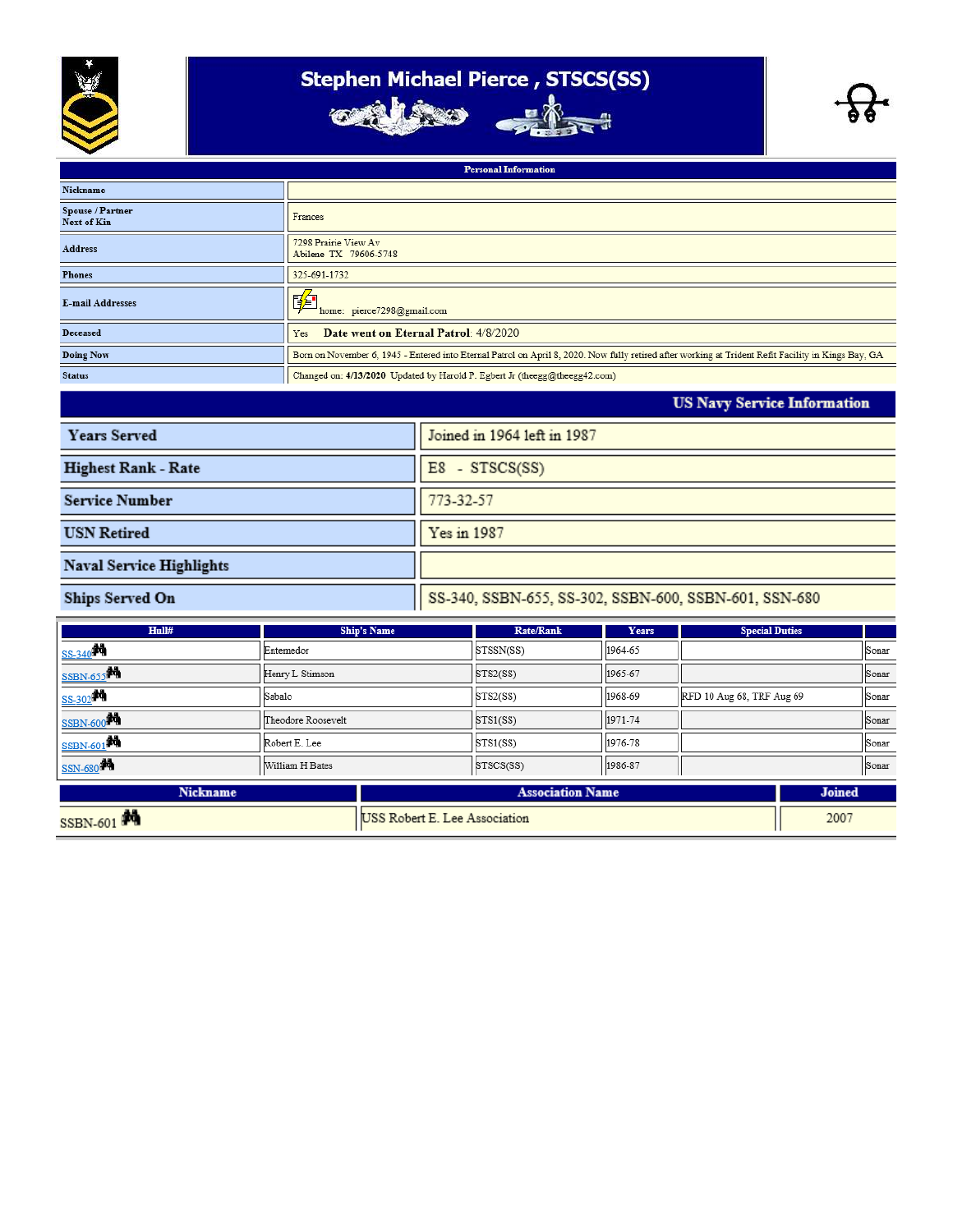# Stephen Michael Pierce , STSCS(SS)

| Personal Information | |
|---|---|
| Nickname | |
| Spouse / Partner<br>Next of Kin | Frances |
| Address | 7298 Prairie View Av<br>Abilene TX 79606-5748 |
| Phones | 325-691-1732 |
| E-mail Addresses | home: pierce7298@gmail.com |
| Deceased | Yes **Date went on Eternal Patrol**: 4/8/2020 |
| Doing Now | Born on November 6, 1945 - Entered into Eternal Patrol on April 8, 2020. Now fully retired after working at Trident Refit Facility in Kings Bay, GA |
| Status | Changed on: **4/13/2020** Updated by Harold P. Egbert Jr (theegg@theegg42.com) |

## US Navy Service Information

| | |
|---|---|
| **Years Served** | Joined in 1964 left in 1987 |
| **Highest Rank - Rate** | E8 - STSCS(SS) |
| **Service Number** | 773-32-57 |
| **USN Retired** | Yes in 1987 |
| **Naval Service Highlights** | |
| **Ships Served On** | SS-340, SSBN-655, SS-302, SSBN-600, SSBN-601, SSN-680 |

| Hull# | Ship's Name | Rate/Rank | Years | Special Duties | |
|---|---|---|---|---|---|
| SS-340 | Entemedor | STSSN(SS) | 1964-65 | | Sonar |
| SSBN-655 | Henry L Stimson | STS2(SS) | 1965-67 | | Sonar |
| SS-302 | Sabalo | STS2(SS) | 1968-69 | RFD 10 Aug 68, TRF Aug 69 | Sonar |
| SSBN-600 | Theodore Roosevelt | STS1(SS) | 1971-74 | | Sonar |
| SSBN-601 | Robert E. Lee | STS1(SS) | 1976-78 | | Sonar |
| SSN-680 | William H Bates | STSCS(SS) | 1986-87 | | Sonar |

| Nickname | Association Name | Joined |
|---|---|---|
| SSBN-601 | USS Robert E. Lee Association | 2007 |